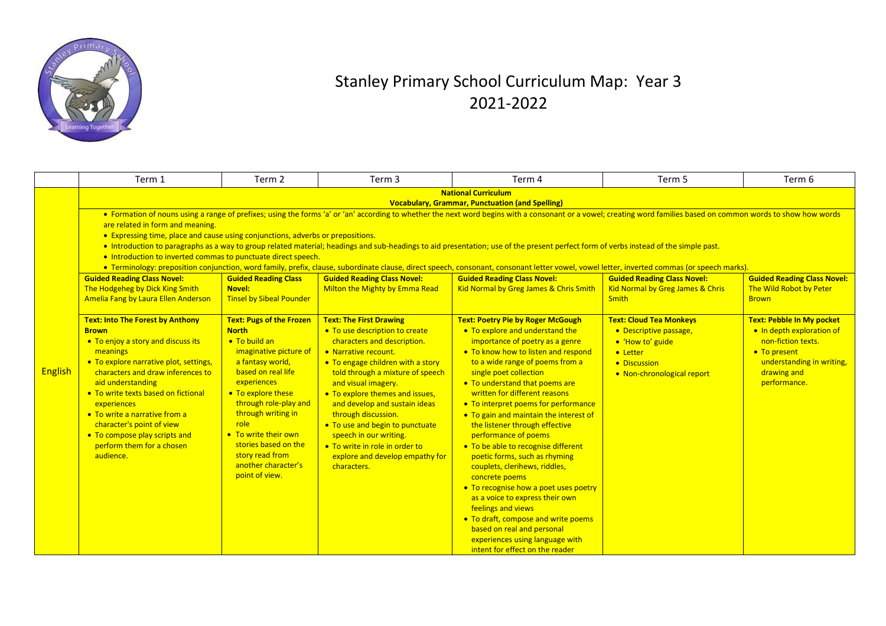# Stanley Primary School Curriculum Map: Year 3
## 2021-2022

| | Term 1 | Term 2 | Term 3 | Term 4 | Term 5 | Term 6 |
|---|---|---|---|---|---|---|
| English | **National Curriculum**<br>**Vocabulary, Grammar, Punctuation (and Spelling)**<br>• Formation of nouns using a range of prefixes; using the forms 'a' or 'an' according to whether the next word begins with a consonant or a vowel; creating word families based on common words to show how words are related in form and meaning.<br>• Expressing time, place and cause using conjunctions, adverbs or prepositions.<br>• Introduction to paragraphs as a way to group related material; headings and sub-headings to aid presentation; use of the present perfect form of verbs instead of the simple past.<br>• Introduction to inverted commas to punctuate direct speech.<br>• Terminology: preposition conjunction, word family, prefix, clause, subordinate clause, direct speech, consonant, consonant letter vowel, vowel letter, inverted commas (or speech marks). | | | | | |
| | **Guided Reading Class Novel:**<br>The Hodgeheg by Dick King Smith<br>Amelia Fang by Laura Ellen Anderson | **Guided Reading Class Novel:**<br>Tinsel by Sibeal Pounder | **Guided Reading Class Novel:**<br>Milton the Mighty by Emma Read | **Guided Reading Class Novel:**<br>Kid Normal by Greg James & Chris Smith | **Guided Reading Class Novel:**<br>Kid Normal by Greg James & Chris Smith | **Guided Reading Class Novel:**<br>The Wild Robot by Peter Brown |
| | **Text: Into The Forest by Anthony Brown**<br>• To enjoy a story and discuss its meanings<br>• To explore narrative plot, settings, characters and draw inferences to aid understanding<br>• To write texts based on fictional experiences<br>• To write a narrative from a character's point of view<br>• To compose play scripts and perform them for a chosen audience. | **Text: Pugs of the Frozen North**<br>• To build an imaginative picture of a fantasy world, based on real life experiences<br>• To explore these through role-play and through writing in role<br>• To write their own stories based on the story read from another character's point of view. | **Text: The First Drawing**<br>• To use description to create characters and description.<br>• Narrative recount.<br>• To engage children with a story told through a mixture of speech and visual imagery.<br>• To explore themes and issues, and develop and sustain ideas through discussion.<br>• To use and begin to punctuate speech in our writing.<br>• To write in role in order to explore and develop empathy for characters. | **Text: Poetry Pie by Roger McGough**<br>• To explore and understand the importance of poetry as a genre<br>• To know how to listen and respond to a wide range of poems from a single poet collection<br>• To understand that poems are written for different reasons<br>• To interpret poems for performance<br>• To gain and maintain the interest of the listener through effective performance of poems<br>• To be able to recognise different poetic forms, such as rhyming couplets, clerihews, riddles, concrete poems<br>• To recognise how a poet uses poetry as a voice to express their own feelings and views<br>• To draft, compose and write poems based on real and personal experiences using language with intent for effect on the reader | **Text: Cloud Tea Monkeys**<br>• Descriptive passage,<br>• 'How to' guide<br>• Letter<br>• Discussion<br>• Non-chronological report | **Text: Pebble In My pocket**<br>• In depth exploration of non-fiction texts.<br>• To present understanding in writing, drawing and performance. |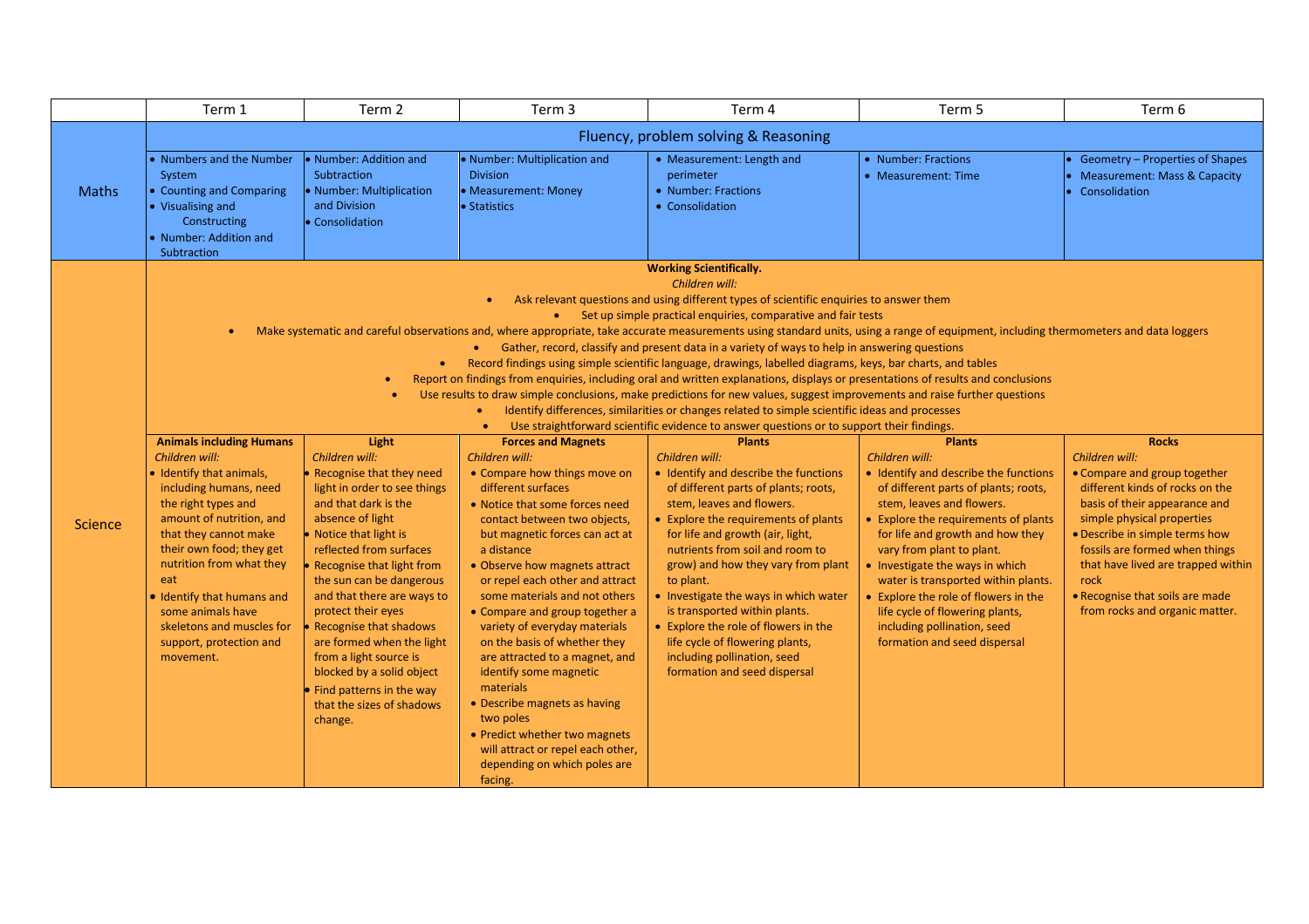| | Term 1 | Term 2 | Term 3 | Term 4 | Term 5 | Term 6 |
|---|---|---|---|---|---|---|
| Maths | Fluency, problem solving & Reasoning | | | | | |
| | • Numbers and the Number System<br>• Counting and Comparing<br>• Visualising and Constructing<br>• Number: Addition and Subtraction | • Number: Addition and Subtraction<br>• Number: Multiplication and Division<br>• Consolidation | • Number: Multiplication and Division<br>• Measurement: Money<br>• Statistics | • Measurement: Length and perimeter<br>• Number: Fractions<br>• Consolidation | • Number: Fractions<br>• Measurement: Time | • Geometry – Properties of Shapes<br>• Measurement: Mass & Capacity<br>• Consolidation |
| Science | **Working Scientifically.**<br>*Children will:*<br>• Ask relevant questions and using different types of scientific enquiries to answer them<br>• Set up simple practical enquiries, comparative and fair tests<br>• Make systematic and careful observations and, where appropriate, take accurate measurements using standard units, using a range of equipment, including thermometers and data loggers<br>• Gather, record, classify and present data in a variety of ways to help in answering questions<br>• Record findings using simple scientific language, drawings, labelled diagrams, keys, bar charts, and tables<br>• Report on findings from enquiries, including oral and written explanations, displays or presentations of results and conclusions<br>• Use results to draw simple conclusions, make predictions for new values, suggest improvements and raise further questions<br>• Identify differences, similarities or changes related to simple scientific ideas and processes<br>• Use straightforward scientific evidence to answer questions or to support their findings. | | | | | |
| | **Animals including Humans**<br>*Children will:*<br>• Identify that animals, including humans, need the right types and amount of nutrition, and that they cannot make their own food; they get nutrition from what they eat<br>• Identify that humans and some animals have skeletons and muscles for support, protection and movement. | **Light**<br>*Children will:*<br>• Recognise that they need light in order to see things and that dark is the absence of light<br>• Notice that light is reflected from surfaces<br>• Recognise that light from the sun can be dangerous and that there are ways to protect their eyes<br>• Recognise that shadows are formed when the light from a light source is blocked by a solid object<br>• Find patterns in the way that the sizes of shadows change. | **Forces and Magnets**<br>*Children will:*<br>• Compare how things move on different surfaces<br>• Notice that some forces need contact between two objects, but magnetic forces can act at a distance<br>• Observe how magnets attract or repel each other and attract some materials and not others<br>• Compare and group together a variety of everyday materials on the basis of whether they are attracted to a magnet, and identify some magnetic materials<br>• Describe magnets as having two poles<br>• Predict whether two magnets will attract or repel each other, depending on which poles are facing. | **Plants**<br>*Children will:*<br>• Identify and describe the functions of different parts of plants; roots, stem, leaves and flowers.<br>• Explore the requirements of plants for life and growth (air, light, nutrients from soil and room to grow) and how they vary from plant to plant.<br>• Investigate the ways in which water is transported within plants.<br>• Explore the role of flowers in the life cycle of flowering plants, including pollination, seed formation and seed dispersal | **Plants**<br>*Children will:*<br>• Identify and describe the functions of different parts of plants; roots, stem, leaves and flowers.<br>• Explore the requirements of plants for life and growth and how they vary from plant to plant.<br>• Investigate the ways in which water is transported within plants.<br>• Explore the role of flowers in the life cycle of flowering plants, including pollination, seed formation and seed dispersal | **Rocks**<br>*Children will:*<br>• Compare and group together different kinds of rocks on the basis of their appearance and simple physical properties<br>• Describe in simple terms how fossils are formed when things that have lived are trapped within rock<br>• Recognise that soils are made from rocks and organic matter. |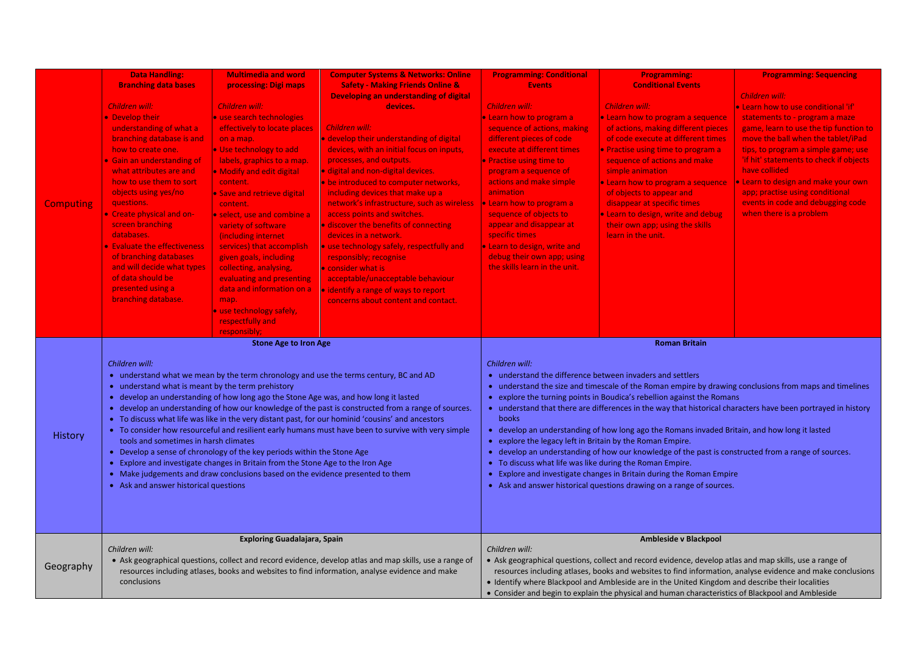| | | | | | | |
|---|---|---|---|---|---|---|
| Computing | **Data Handling: Branching data bases**<br><br>*Children will:*<br>• Develop their understanding of what a branching database is and how to create one.<br>• Gain an understanding of what attributes are and how to use them to sort objects using yes/no questions.<br>• Create physical and on-screen branching databases.<br>• Evaluate the effectiveness of branching databases and will decide what types of data should be presented using a branching database. | **Multimedia and word processing: Digi maps**<br><br>*Children will:*<br>• use search technologies effectively to locate places on a map.<br>• Use technology to add labels, graphics to a map.<br>• Modify and edit digital content.<br>• Save and retrieve digital content.<br>• select, use and combine a variety of software (including internet services) that accomplish given goals, including collecting, analysing, evaluating and presenting data and information on a map.<br>• use technology safely, respectfully and responsibly; | **Computer Systems & Networks: Online Safety - Making Friends Online & Developing an understanding of digital devices.**<br><br>*Children will:*<br>• develop their understanding of digital devices, with an initial focus on inputs, processes, and outputs.<br>• digital and non-digital devices.<br>• be introduced to computer networks, including devices that make up a network's infrastructure, such as wireless access points and switches.<br>• discover the benefits of connecting devices in a network.<br>• use technology safely, respectfully and responsibly; recognise<br>• consider what is acceptable/unacceptable behaviour<br>• Identify a range of ways to report concerns about content and contact. | **Programming: Conditional Events**<br><br>*Children will:*<br>• Learn how to program a sequence of actions, making different pieces of code execute at different times<br>• Practise using time to program a sequence of actions and make simple animation<br>• Learn how to program a sequence of objects to appear and disappear at specific times<br>• Learn to design, write and debug their own app; using the skills learn in the unit. | **Programming: Conditional Events**<br><br>*Children will:*<br>• Learn how to program a sequence of actions, making different pieces of code execute at different times<br>• Practise using time to program a sequence of actions and make simple animation<br>• Learn how to program a sequence of objects to appear and disappear at specific times<br>• Learn to design, write and debug their own app; using the skills learn in the unit. | **Programming: Sequencing**<br><br>*Children will:*<br>• Learn how to use conditional 'if' statements to - program a maze game, learn to use the tip function to move the ball when the tablet/iPad tips, to program a simple game; use 'if hit' statements to check if objects have collided<br>• Learn to design and make your own app; practise using conditional events in code and debugging code when there is a problem |
| History | **Stone Age to Iron Age**<br><br>*Children will:*<br>• understand what we mean by the term chronology and use the terms century, BC and AD<br>• understand what is meant by the term prehistory<br>• develop an understanding of how long ago the Stone Age was, and how long it lasted<br>• develop an understanding of how our knowledge of the past is constructed from a range of sources.<br>• To discuss what life was like in the very distant past, for our hominid 'cousins' and ancestors<br>• To consider how resourceful and resilient early humans must have been to survive with very simple tools and sometimes in harsh climates<br>• Develop a sense of chronology of the key periods within the Stone Age<br>• Explore and investigate changes in Britain from the Stone Age to the Iron Age<br>• Make judgements and draw conclusions based on the evidence presented to them<br>• Ask and answer historical questions | | | **Roman Britain**<br><br>*Children will:*<br>• understand the difference between invaders and settlers<br>• understand the size and timescale of the Roman empire by drawing conclusions from maps and timelines<br>• explore the turning points in Boudica's rebellion against the Romans<br>• understand that there are differences in the way that historical characters have been portrayed in history books<br>• develop an understanding of how long ago the Romans invaded Britain, and how long it lasted<br>• explore the legacy left in Britain by the Roman Empire.<br>• develop an understanding of how our knowledge of the past is constructed from a range of sources.<br>• To discuss what life was like during the Roman Empire.<br>• Explore and investigate changes in Britain during the Roman Empire<br>• Ask and answer historical questions drawing on a range of sources. | | |
| Geography | **Exploring Guadalajara, Spain**<br>*Children will:*<br>• Ask geographical questions, collect and record evidence, develop atlas and map skills, use a range of resources including atlases, books and websites to find information, analyse evidence and make conclusions | | | **Ambleside v Blackpool**<br>*Children will:*<br>• Ask geographical questions, collect and record evidence, develop atlas and map skills, use a range of resources including atlases, books and websites to find information, analyse evidence and make conclusions<br>• Identify where Blackpool and Ambleside are in the United Kingdom and describe their localities<br>• Consider and begin to explain the physical and human characteristics of Blackpool and Ambleside | | |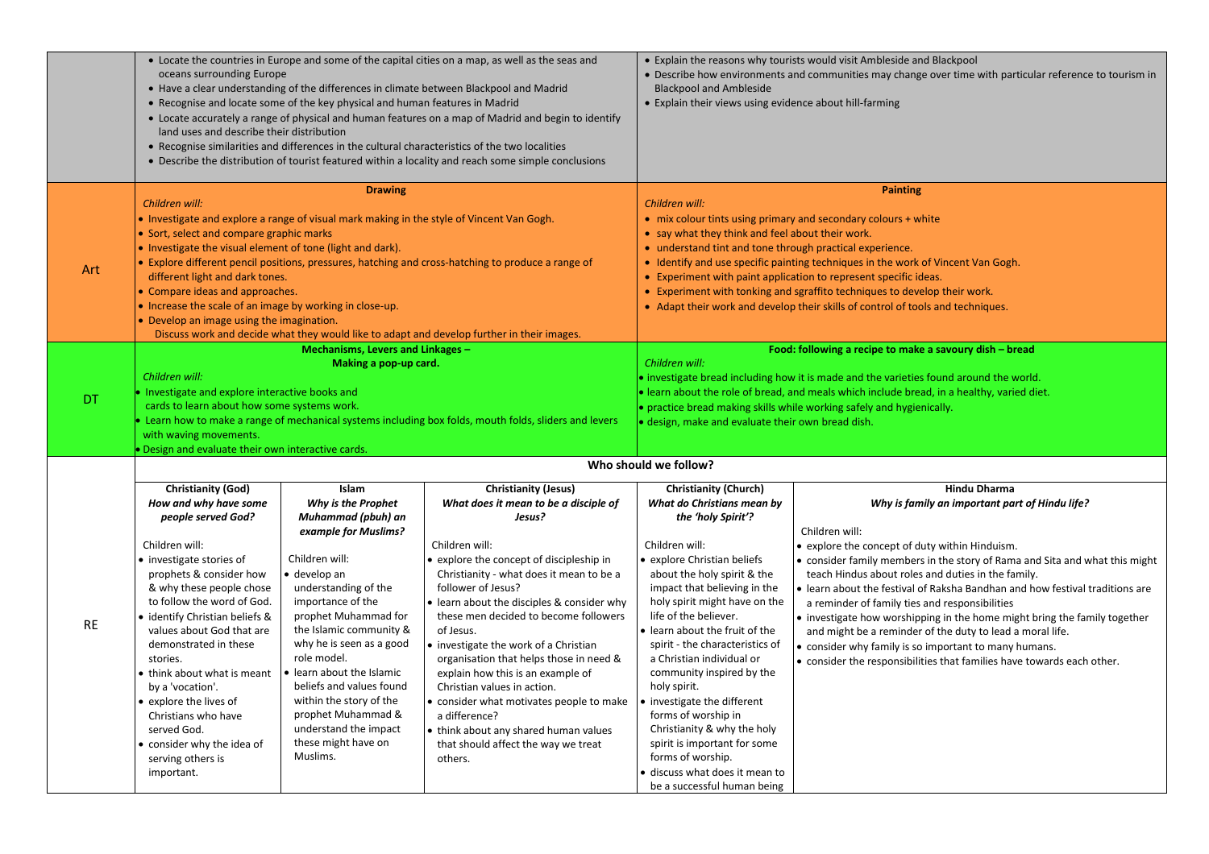| | | | | | |
|---|---|---|---|---|---|
| | • Locate the countries in Europe and some of the capital cities on a map, as well as the seas and oceans surrounding Europe<br>• Have a clear understanding of the differences in climate between Blackpool and Madrid<br>• Recognise and locate some of the key physical and human features in Madrid<br>• Locate accurately a range of physical and human features on a map of Madrid and begin to identify land uses and describe their distribution<br>• Recognise similarities and differences in the cultural characteristics of the two localities<br>• Describe the distribution of tourist featured within a locality and reach some simple conclusions | | | • Explain the reasons why tourists would visit Ambleside and Blackpool<br>• Describe how environments and communities may change over time with particular reference to tourism in Blackpool and Ambleside<br>• Explain their views using evidence about hill-farming | |
| Art | **Drawing**<br>*Children will:*<br>• Investigate and explore a range of visual mark making in the style of Vincent Van Gogh.<br>• Sort, select and compare graphic marks<br>• Investigate the visual element of tone (light and dark).<br>• Explore different pencil positions, pressures, hatching and cross-hatching to produce a range of different light and dark tones.<br>• Compare ideas and approaches.<br>• Increase the scale of an image by working in close-up.<br>• Develop an image using the imagination.<br>Discuss work and decide what they would like to adapt and develop further in their images. | | | **Painting**<br>*Children will:*<br>• mix colour tints using primary and secondary colours + white<br>• say what they think and feel about their work.<br>• understand tint and tone through practical experience.<br>• Identify and use specific painting techniques in the work of Vincent Van Gogh.<br>• Experiment with paint application to represent specific ideas.<br>• Experiment with tonking and sgraffito techniques to develop their work.<br>• Adapt their work and develop their skills of control of tools and techniques. | |
| DT | **Mechanisms, Levers and Linkages – Making a pop-up card.**<br>*Children will:*<br>• Investigate and explore interactive books and cards to learn about how some systems work.<br>• Learn how to make a range of mechanical systems including box folds, mouth folds, sliders and levers with waving movements.<br>• Design and evaluate their own interactive cards. | | | **Food: following a recipe to make a savoury dish – bread**<br>*Children will:*<br>• investigate bread including how it is made and the varieties found around the world.<br>• learn about the role of bread, and meals which include bread, in a healthy, varied diet.<br>• practice bread making skills while working safely and hygienically.<br>• design, make and evaluate their own bread dish. | |
| RE | **Who should we follow?** | | | | |
| | **Christianity (God)**<br>***How and why have some people served God?***<br><br>Children will:<br>• investigate stories of prophets & consider how & why these people chose to follow the word of God.<br>• identify Christian beliefs & values about God that are demonstrated in these stories.<br>• think about what is meant by a 'vocation'.<br>• explore the lives of Christians who have served God.<br>• consider why the idea of serving others is important. | **Islam**<br>***Why is the Prophet Muhammad (pbuh) an example for Muslims?***<br><br>Children will:<br>• develop an understanding of the importance of the prophet Muhammad for the Islamic community & why he is seen as a good role model.<br>• learn about the Islamic beliefs and values found within the story of the prophet Muhammad & understand the impact these might have on Muslims. | **Christianity (Jesus)**<br>***What does it mean to be a disciple of Jesus?***<br><br>Children will:<br>• explore the concept of discipleship in Christianity - what does it mean to be a follower of Jesus?<br>• learn about the disciples & consider why these men decided to become followers of Jesus.<br>• investigate the work of a Christian organisation that helps those in need & explain how this is an example of Christian values in action.<br>• consider what motivates people to make a difference?<br>• think about any shared human values that should affect the way we treat others. | **Christianity (Church)**<br>***What do Christians mean by the 'holy Spirit'?***<br><br>Children will:<br>• explore Christian beliefs about the holy spirit & the impact that believing in the holy spirit might have on the life of the believer.<br>• learn about the fruit of the spirit - the characteristics of a Christian individual or community inspired by the holy spirit.<br>• investigate the different forms of worship in Christianity & why the holy spirit is important for some forms of worship.<br>• discuss what does it mean to be a successful human being | **Hindu Dharma**<br>***Why is family an important part of Hindu life?***<br><br>Children will:<br>• explore the concept of duty within Hinduism.<br>• consider family members in the story of Rama and Sita and what this might teach Hindus about roles and duties in the family.<br>• learn about the festival of Raksha Bandhan and how festival traditions are a reminder of family ties and responsibilities<br>• investigate how worshipping in the home might bring the family together and might be a reminder of the duty to lead a moral life.<br>• consider why family is so important to many humans.<br>• consider the responsibilities that families have towards each other. |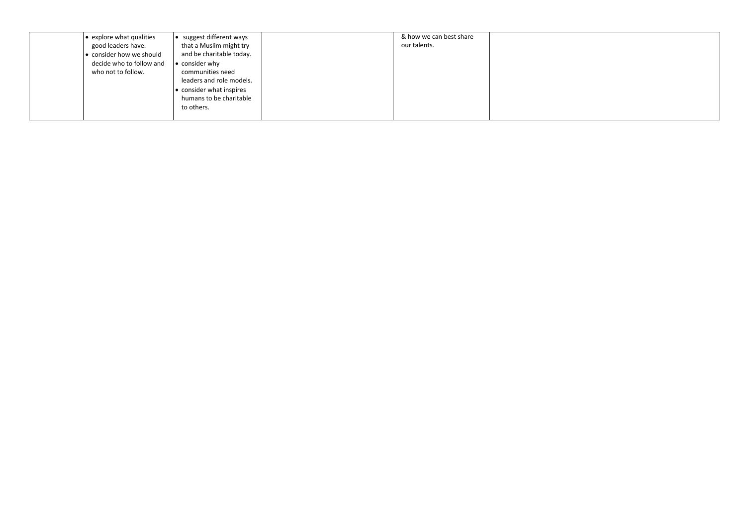|  |  |  |  |  |  |
| --- | --- | --- | --- | --- | --- |
|  | • explore what qualities good leaders have.<br>• consider how we should decide who to follow and who not to follow. | • suggest different ways that a Muslim might try and be charitable today.<br>• consider why communities need leaders and role models.<br>• consider what inspires humans to be charitable to others. |  | & how we can best share our talents. |  |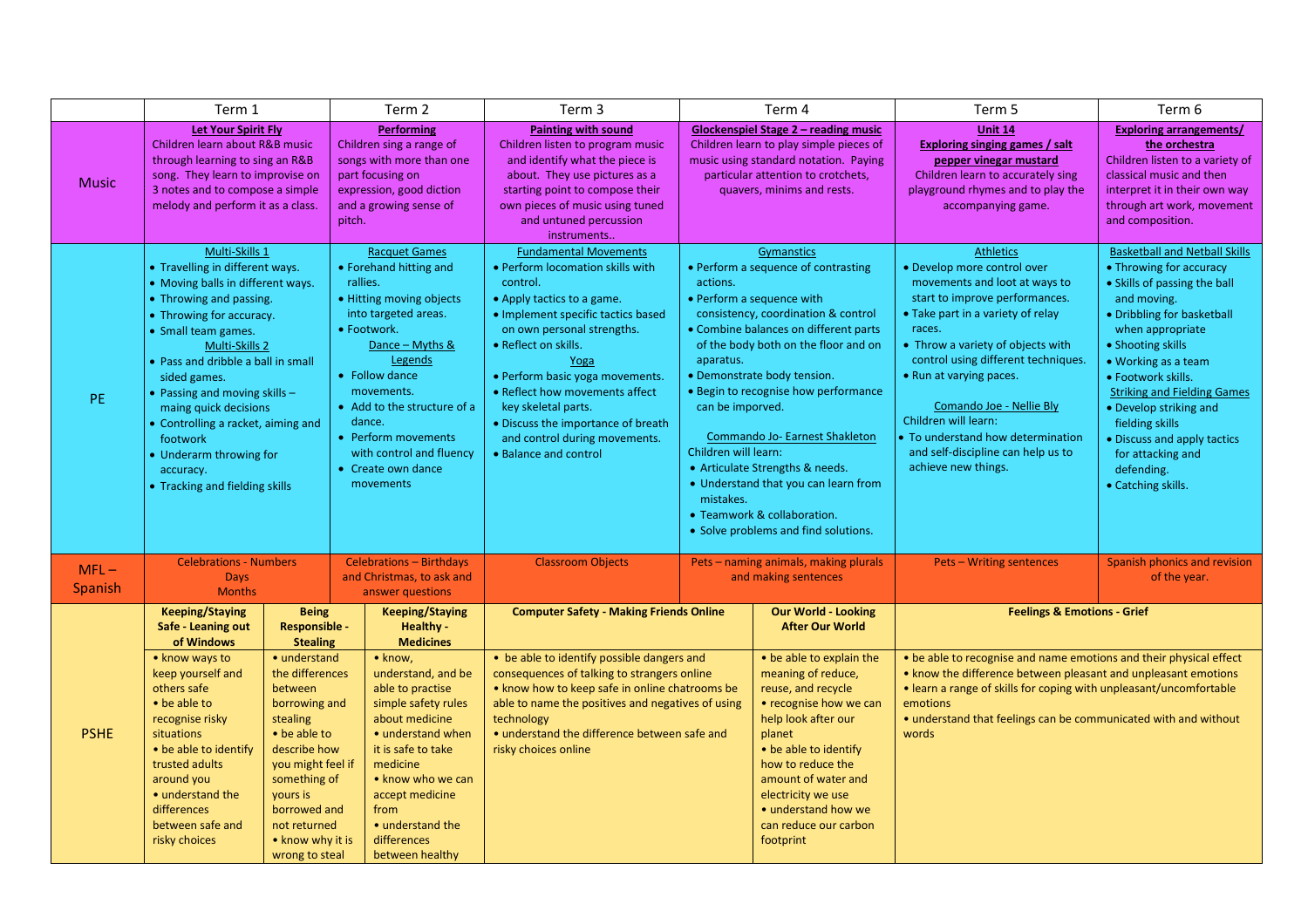| | Term 1 | Term 2 | Term 3 | Term 4 | Term 5 | Term 6 |
|---|---|---|---|---|---|---|
| Music | **Let Your Spirit Fly**<br>Children learn about R&B music through learning to sing an R&B song. They learn to improvise on 3 notes and to compose a simple melody and perform it as a class. | **Performing**<br>Children sing a range of songs with more than one part focusing on expression, good diction and a growing sense of pitch. | **Painting with sound**<br>Children listen to program music and identify what the piece is about. They use pictures as a starting point to compose their own pieces of music using tuned and untuned percussion instruments.. | **Glockenspiel Stage 2 – reading music**<br>Children learn to play simple pieces of music using standard notation. Paying particular attention to crotchets, quavers, minims and rests. | **Unit 14**<br>**Exploring singing games / salt pepper vinegar mustard**<br>Children learn to accurately sing playground rhymes and to play the accompanying game. | **Exploring arrangements/ the orchestra**<br>Children listen to a variety of classical music and then interpret it in their own way through art work, movement and composition. |
| PE | Multi-Skills 1<br>• Travelling in different ways.<br>• Moving balls in different ways.<br>• Throwing and passing.<br>• Throwing for accuracy.<br>• Small team games.<br>Multi-Skills 2<br>• Pass and dribble a ball in small sided games.<br>• Passing and moving skills – maing quick decisions<br>• Controlling a racket, aiming and footwork<br>• Underarm throwing for accuracy.<br>• Tracking and fielding skills | Racquet Games<br>• Forehand hitting and rallies.<br>• Hitting moving objects into targeted areas.<br>• Footwork.<br>Dance – Myths & Legends<br>• Follow dance movements.<br>• Add to the structure of a dance.<br>• Perform movements with control and fluency<br>• Create own dance movements | Fundamental Movements<br>• Perform locomation skills with control.<br>• Apply tactics to a game.<br>• Implement specific tactics based on own personal strengths.<br>• Reflect on skills.<br>Yoga<br>• Perform basic yoga movements.<br>• Reflect how movements affect key skeletal parts.<br>• Discuss the importance of breath and control during movements.<br>• Balance and control | Gymanstics<br>• Perform a sequence of contrasting actions.<br>• Perform a sequence with consistency, coordination & control<br>• Combine balances on different parts of the body both on the floor and on aparatus.<br>• Demonstrate body tension.<br>• Begin to recognise how performance can be imporved.<br>Commando Jo- Earnest Shakleton<br>Children will learn:<br>• Articulate Strengths & needs.<br>• Understand that you can learn from mistakes.<br>• Teamwork & collaboration.<br>• Solve problems and find solutions. | Athletics<br>• Develop more control over movements and loot at ways to start to improve performances.<br>• Take part in a variety of relay races.<br>• Throw a variety of objects with control using different techniques.<br>• Run at varying paces.<br>Comando Joe - Nellie Bly<br>Children will learn:<br>• To understand how determination and self-discipline can help us to achieve new things. | Basketball and Netball Skills<br>• Throwing for accuracy<br>• Skills of passing the ball and moving.<br>• Dribbling for basketball when appropriate<br>• Shooting skills<br>• Working as a team<br>• Footwork skills.<br>Striking and Fielding Games<br>• Develop striking and fielding skills<br>• Discuss and apply tactics for attacking and defending.<br>• Catching skills. |
| MFL – Spanish | Celebrations - Numbers<br>Days<br>Months | Celebrations – Birthdays and Christmas, to ask and answer questions | Classroom Objects | Pets – naming animals, making plurals and making sentences | Pets – Writing sentences | Spanish phonics and revision of the year. |

| | **Keeping/Staying Safe - Leaning out of Windows** | **Being Responsible - Stealing** | **Keeping/Staying Healthy - Medicines** | **Computer Safety - Making Friends Online** | **Our World - Looking After Our World** | **Feelings & Emotions - Grief** |
|---|---|---|---|---|---|---|
| PSHE | • know ways to keep yourself and others safe<br>• be able to recognise risky situations<br>• be able to identify trusted adults around you<br>• understand the differences between safe and risky choices | • understand the differences between borrowing and stealing<br>• be able to describe how you might feel if something of yours is borrowed and not returned<br>• know why it is wrong to steal | • know, understand, and be able to practise simple safety rules about medicine<br>• understand when it is safe to take medicine<br>• know who we can accept medicine from<br>• understand the differences between healthy | • be able to identify possible dangers and consequences of talking to strangers online<br>• know how to keep safe in online chatrooms be able to name the positives and negatives of using technology<br>• understand the difference between safe and risky choices online | • be able to explain the meaning of reduce, reuse, and recycle<br>• recognise how we can help look after our planet<br>• be able to identify how to reduce the amount of water and electricity we use<br>• understand how we can reduce our carbon footprint | • be able to recognise and name emotions and their physical effect<br>• know the difference between pleasant and unpleasant emotions<br>• learn a range of skills for coping with unpleasant/uncomfortable emotions<br>• understand that feelings can be communicated with and without words |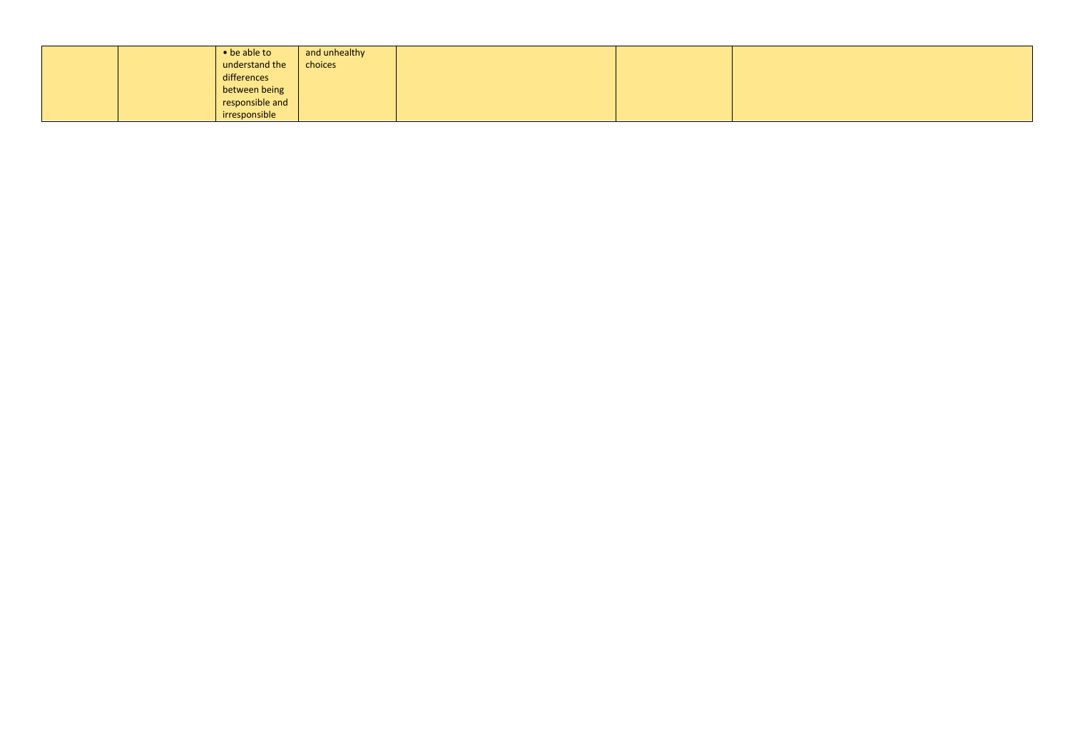| | | | | | | |
|---|---|---|---|---|---|---|
| | | • be able to understand the differences between being responsible and irresponsible | and unhealthy choices | | | |